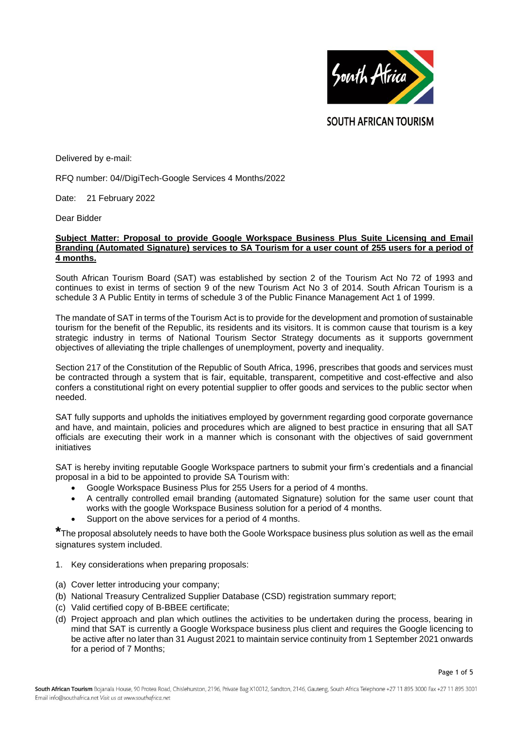SOUTH AFRICAN TOURISM

Delivered by e-mail:

RFQ number: 04//DigiTech-Google Services 4 Months/2022

Date: 21 February 2022

Dear Bidder

**Subject Matter: Proposal to provide Google Workspace Business Plus Suite Licensing and Email Branding (Automated Signature) services to SA Tourism for a user count of 255 users for a period of 4 months.**

South African Tourism Board (SAT) was established by section 2 of the Tourism Act No 72 of 1993 and continues to exist in terms of section 9 of the new Tourism Act No 3 of 2014. South African Tourism is a schedule 3 A Public Entity in terms of schedule 3 of the Public Finance Management Act 1 of 1999.

The mandate of SAT in terms of the Tourism Act is to provide for the development and promotion of sustainable tourism for the benefit of the Republic, its residents and its visitors. It is common cause that tourism is a key strategic industry in terms of National Tourism Sector Strategy documents as it supports government objectives of alleviating the triple challenges of unemployment, poverty and inequality.

Section 217 of the Constitution of the Republic of South Africa, 1996, prescribes that goods and services must be contracted through a system that is fair, equitable, transparent, competitive and cost-effective and also confers a constitutional right on every potential supplier to offer goods and services to the public sector when needed.

SAT fully supports and upholds the initiatives employed by government regarding good corporate governance and have, and maintain, policies and procedures which are aligned to best practice in ensuring that all SAT officials are executing their work in a manner which is consonant with the objectives of said government initiatives

SAT is hereby inviting reputable Google Workspace partners to submit your firm's credentials and a financial proposal in a bid to be appointed to provide SA Tourism with:

- Google Workspace Business Plus for 255 Users for a period of 4 months.
- A centrally controlled email branding (automated Signature) solution for the same user count that works with the google Workspace Business solution for a period of 4 months.
- Support on the above services for a period of 4 months.

*The proposal absolutely needs to have both the Goole Workspace business plus solution as well as the email signatures system included.

1. Key considerations when preparing proposals:

(a) Cover letter introducing your company;
(b) National Treasury Centralized Supplier Database (CSD) registration summary report;
(c) Valid certified copy of B-BBEE certificate;
(d) Project approach and plan which outlines the activities to be undertaken during the process, bearing in mind that SAT is currently a Google Workspace business plus client and requires the Google licencing to be active after no later than 31 August 2021 to maintain service continuity from 1 September 2021 onwards for a period of 7 Months;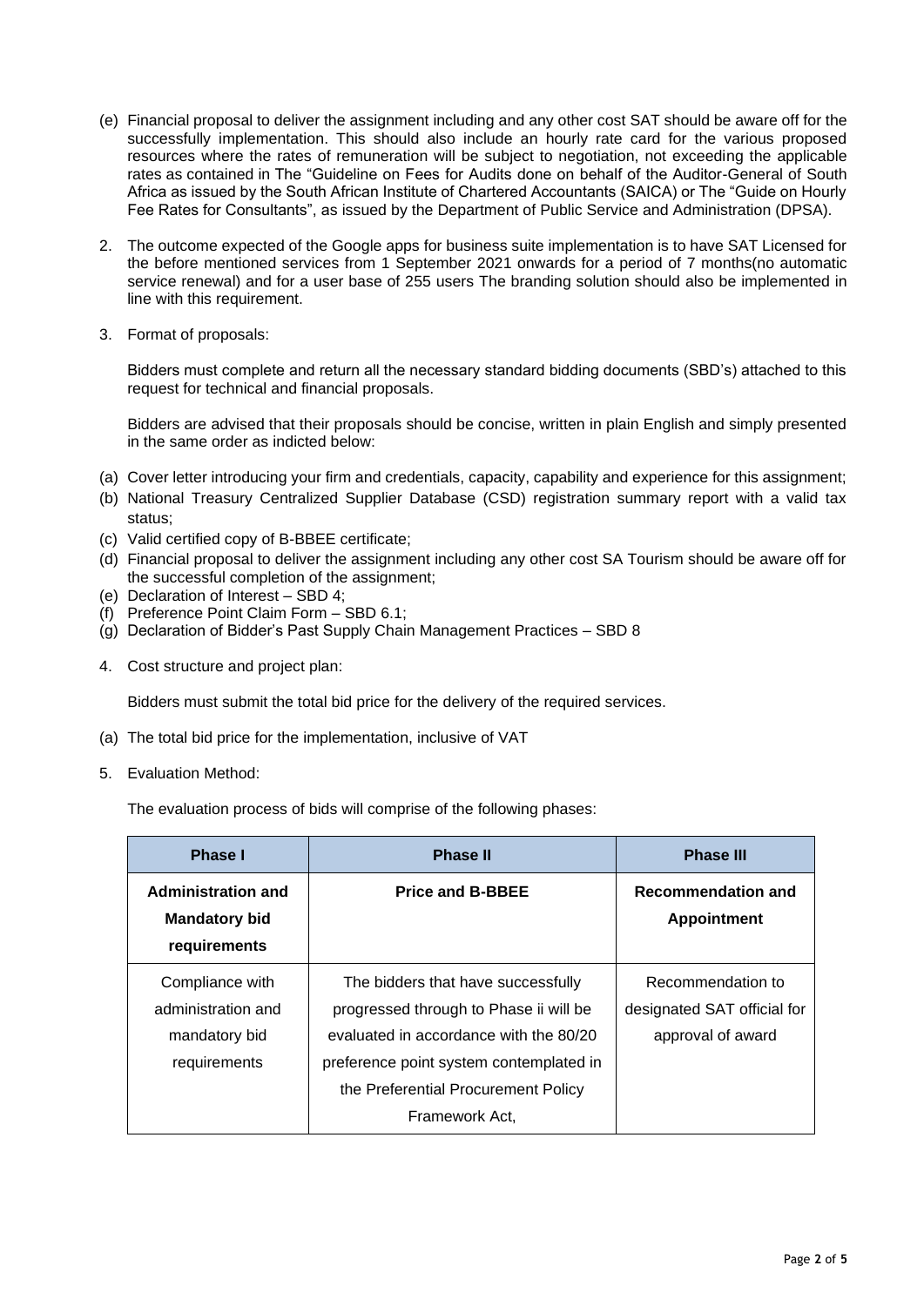(e) Financial proposal to deliver the assignment including and any other cost SAT should be aware off for the successfully implementation. This should also include an hourly rate card for the various proposed resources where the rates of remuneration will be subject to negotiation, not exceeding the applicable rates as contained in The "Guideline on Fees for Audits done on behalf of the Auditor-General of South Africa as issued by the South African Institute of Chartered Accountants (SAICA) or The "Guide on Hourly Fee Rates for Consultants", as issued by the Department of Public Service and Administration (DPSA).

2. The outcome expected of the Google apps for business suite implementation is to have SAT Licensed for the before mentioned services from 1 September 2021 onwards for a period of 7 months(no automatic service renewal) and for a user base of 255 users The branding solution should also be implemented in line with this requirement.

3. Format of proposals:

   Bidders must complete and return all the necessary standard bidding documents (SBD's) attached to this request for technical and financial proposals.

   Bidders are advised that their proposals should be concise, written in plain English and simply presented in the same order as indicted below:

(a) Cover letter introducing your firm and credentials, capacity, capability and experience for this assignment;
(b) National Treasury Centralized Supplier Database (CSD) registration summary report with a valid tax status;
(c) Valid certified copy of B-BBEE certificate;
(d) Financial proposal to deliver the assignment including any other cost SA Tourism should be aware off for the successful completion of the assignment;
(e) Declaration of Interest – SBD 4;
(f) Preference Point Claim Form – SBD 6.1;
(g) Declaration of Bidder's Past Supply Chain Management Practices – SBD 8

4. Cost structure and project plan:

   Bidders must submit the total bid price for the delivery of the required services.

(a) The total bid price for the implementation, inclusive of VAT

5. Evaluation Method:

   The evaluation process of bids will comprise of the following phases:

| Phase I | Phase II | Phase III |
|---|---|---|
| **Administration and Mandatory bid requirements** | **Price and B-BBEE** | **Recommendation and Appointment** |
| Compliance with administration and mandatory bid requirements | The bidders that have successfully progressed through to Phase ii will be evaluated in accordance with the 80/20 preference point system contemplated in the Preferential Procurement Policy Framework Act, | Recommendation to designated SAT official for approval of award |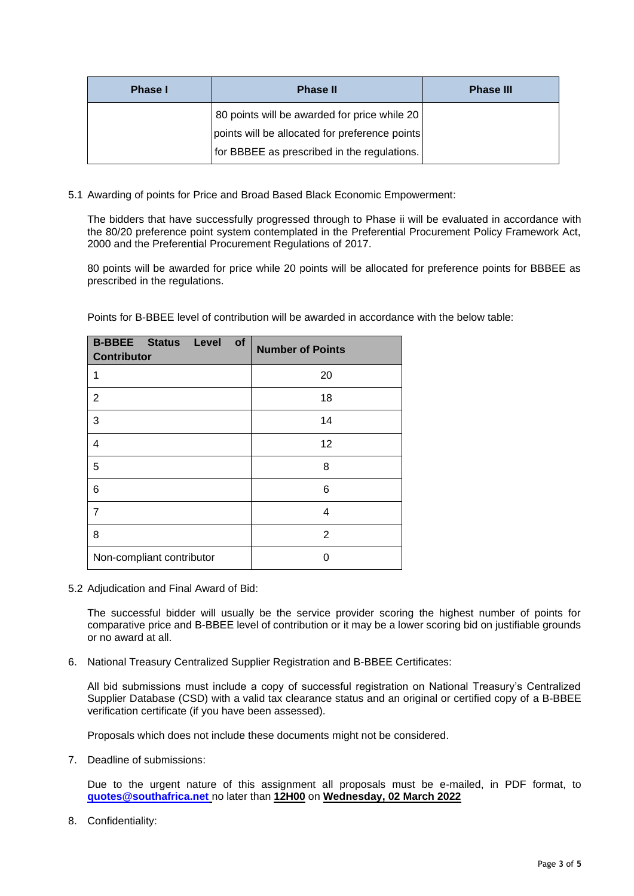| Phase I | Phase II | Phase III |
|---|---|---|
| | 80 points will be awarded for price while 20 points will be allocated for preference points for BBBEE as prescribed in the regulations. | |

5.1 Awarding of points for Price and Broad Based Black Economic Empowerment:

The bidders that have successfully progressed through to Phase ii will be evaluated in accordance with the 80/20 preference point system contemplated in the Preferential Procurement Policy Framework Act, 2000 and the Preferential Procurement Regulations of 2017.

80 points will be awarded for price while 20 points will be allocated for preference points for BBBEE as prescribed in the regulations.

Points for B-BBEE level of contribution will be awarded in accordance with the below table:

| B-BBEE Status Level of Contributor | Number of Points |
|---|---|
| 1 | 20 |
| 2 | 18 |
| 3 | 14 |
| 4 | 12 |
| 5 | 8 |
| 6 | 6 |
| 7 | 4 |
| 8 | 2 |
| Non-compliant contributor | 0 |

5.2 Adjudication and Final Award of Bid:

The successful bidder will usually be the service provider scoring the highest number of points for comparative price and B-BBEE level of contribution or it may be a lower scoring bid on justifiable grounds or no award at all.

6. National Treasury Centralized Supplier Registration and B-BBEE Certificates:

All bid submissions must include a copy of successful registration on National Treasury's Centralized Supplier Database (CSD) with a valid tax clearance status and an original or certified copy of a B-BBEE verification certificate (if you have been assessed).

Proposals which does not include these documents might not be considered.

7. Deadline of submissions:

Due to the urgent nature of this assignment all proposals must be e-mailed, in PDF format, to **quotes@southafrica.net** no later than **12H00** on **Wednesday, 02 March 2022**

8. Confidentiality: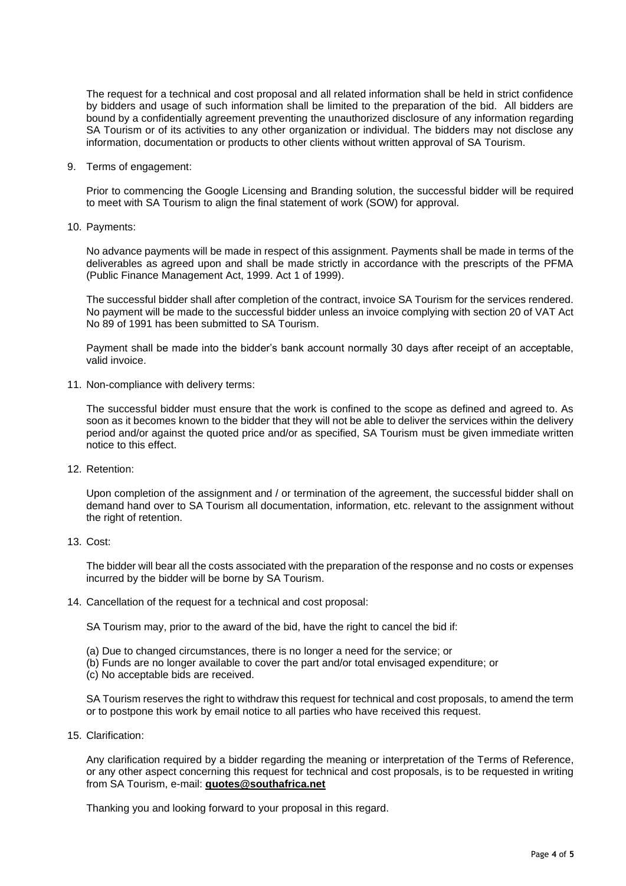The request for a technical and cost proposal and all related information shall be held in strict confidence by bidders and usage of such information shall be limited to the preparation of the bid. All bidders are bound by a confidentially agreement preventing the unauthorized disclosure of any information regarding SA Tourism or of its activities to any other organization or individual. The bidders may not disclose any information, documentation or products to other clients without written approval of SA Tourism.

9. Terms of engagement:

   Prior to commencing the Google Licensing and Branding solution, the successful bidder will be required to meet with SA Tourism to align the final statement of work (SOW) for approval.

10. Payments:

    No advance payments will be made in respect of this assignment. Payments shall be made in terms of the deliverables as agreed upon and shall be made strictly in accordance with the prescripts of the PFMA (Public Finance Management Act, 1999. Act 1 of 1999).

    The successful bidder shall after completion of the contract, invoice SA Tourism for the services rendered. No payment will be made to the successful bidder unless an invoice complying with section 20 of VAT Act No 89 of 1991 has been submitted to SA Tourism.

    Payment shall be made into the bidder's bank account normally 30 days after receipt of an acceptable, valid invoice.

11. Non-compliance with delivery terms:

    The successful bidder must ensure that the work is confined to the scope as defined and agreed to. As soon as it becomes known to the bidder that they will not be able to deliver the services within the delivery period and/or against the quoted price and/or as specified, SA Tourism must be given immediate written notice to this effect.

12. Retention:

    Upon completion of the assignment and / or termination of the agreement, the successful bidder shall on demand hand over to SA Tourism all documentation, information, etc. relevant to the assignment without the right of retention.

13. Cost:

    The bidder will bear all the costs associated with the preparation of the response and no costs or expenses incurred by the bidder will be borne by SA Tourism.

14. Cancellation of the request for a technical and cost proposal:

    SA Tourism may, prior to the award of the bid, have the right to cancel the bid if:

    (a) Due to changed circumstances, there is no longer a need for the service; or
    (b) Funds are no longer available to cover the part and/or total envisaged expenditure; or
    (c) No acceptable bids are received.

    SA Tourism reserves the right to withdraw this request for technical and cost proposals, to amend the term or to postpone this work by email notice to all parties who have received this request.

15. Clarification:

    Any clarification required by a bidder regarding the meaning or interpretation of the Terms of Reference, or any other aspect concerning this request for technical and cost proposals, is to be requested in writing from SA Tourism, e-mail: **quotes@southafrica.net**

    Thanking you and looking forward to your proposal in this regard.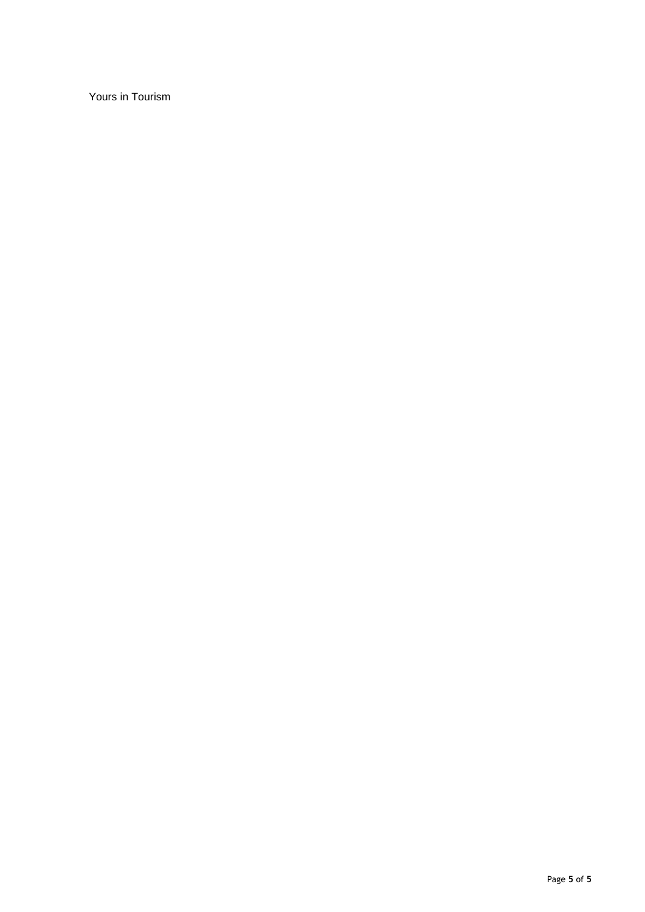Yours in Tourism